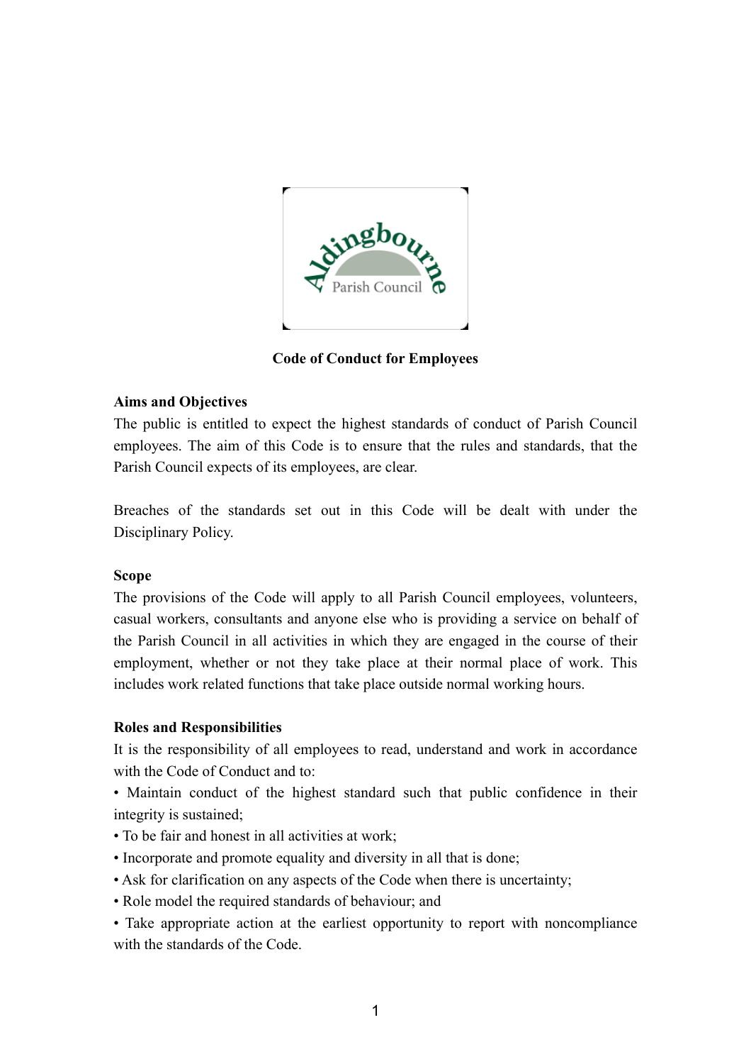# Code of Conduct for Employees

## Aims and Objectives

The public is entitled to expect the highest standards of conduct of Parish Council employees. The aim of this Code is to ensure that the rules and standards, that the Parish Council expects of its employees, are clear.

Breaches of the standards set out in this Code will be dealt with under the Disciplinary Policy.

## Scope

The provisions of the Code will apply to all Parish Council employees, volunteers, casual workers, consultants and anyone else who is providing a service on behalf of the Parish Council in all activities in which they are engaged in the course of their employment, whether or not they take place at their normal place of work. This includes work related functions that take place outside normal working hours.

## Roles and Responsibilities

It is the responsibility of all employees to read, understand and work in accordance with the Code of Conduct and to:

- Maintain conduct of the highest standard such that public confidence in their integrity is sustained;
- To be fair and honest in all activities at work;
- Incorporate and promote equality and diversity in all that is done;
- Ask for clarification on any aspects of the Code when there is uncertainty;
- Role model the required standards of behaviour; and
- Take appropriate action at the earliest opportunity to report with noncompliance with the standards of the Code.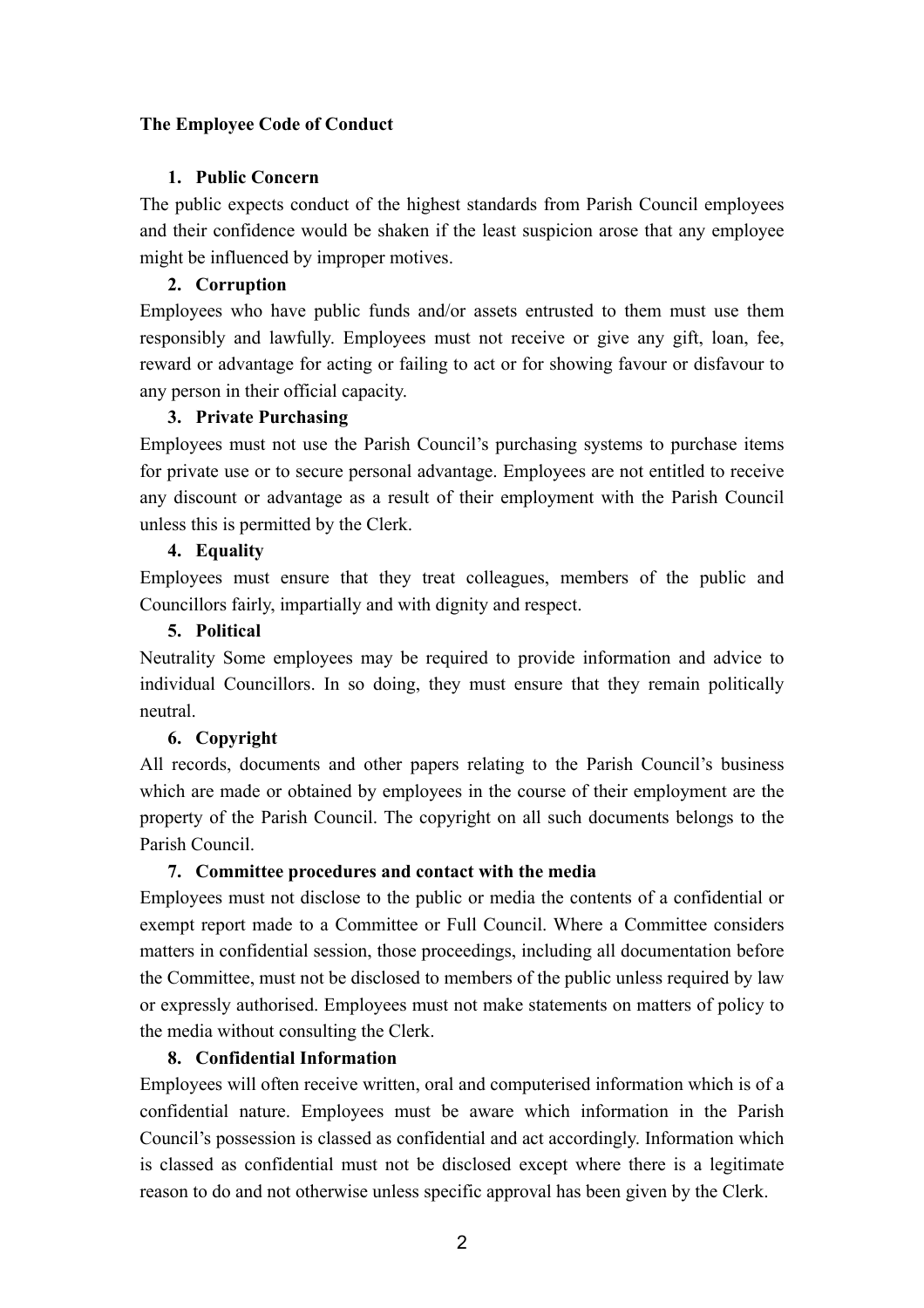**The Employee Code of Conduct**

1. **Public Concern**

The public expects conduct of the highest standards from Parish Council employees and their confidence would be shaken if the least suspicion arose that any employee might be influenced by improper motives.

2. **Corruption**

Employees who have public funds and/or assets entrusted to them must use them responsibly and lawfully. Employees must not receive or give any gift, loan, fee, reward or advantage for acting or failing to act or for showing favour or disfavour to any person in their official capacity.

3. **Private Purchasing**

Employees must not use the Parish Council's purchasing systems to purchase items for private use or to secure personal advantage. Employees are not entitled to receive any discount or advantage as a result of their employment with the Parish Council unless this is permitted by the Clerk.

4. **Equality**

Employees must ensure that they treat colleagues, members of the public and Councillors fairly, impartially and with dignity and respect.

5. **Political**

Neutrality Some employees may be required to provide information and advice to individual Councillors. In so doing, they must ensure that they remain politically neutral.

6. **Copyright**

All records, documents and other papers relating to the Parish Council's business which are made or obtained by employees in the course of their employment are the property of the Parish Council. The copyright on all such documents belongs to the Parish Council.

7. **Committee procedures and contact with the media**

Employees must not disclose to the public or media the contents of a confidential or exempt report made to a Committee or Full Council. Where a Committee considers matters in confidential session, those proceedings, including all documentation before the Committee, must not be disclosed to members of the public unless required by law or expressly authorised. Employees must not make statements on matters of policy to the media without consulting the Clerk.

8. **Confidential Information**

Employees will often receive written, oral and computerised information which is of a confidential nature. Employees must be aware which information in the Parish Council's possession is classed as confidential and act accordingly. Information which is classed as confidential must not be disclosed except where there is a legitimate reason to do and not otherwise unless specific approval has been given by the Clerk.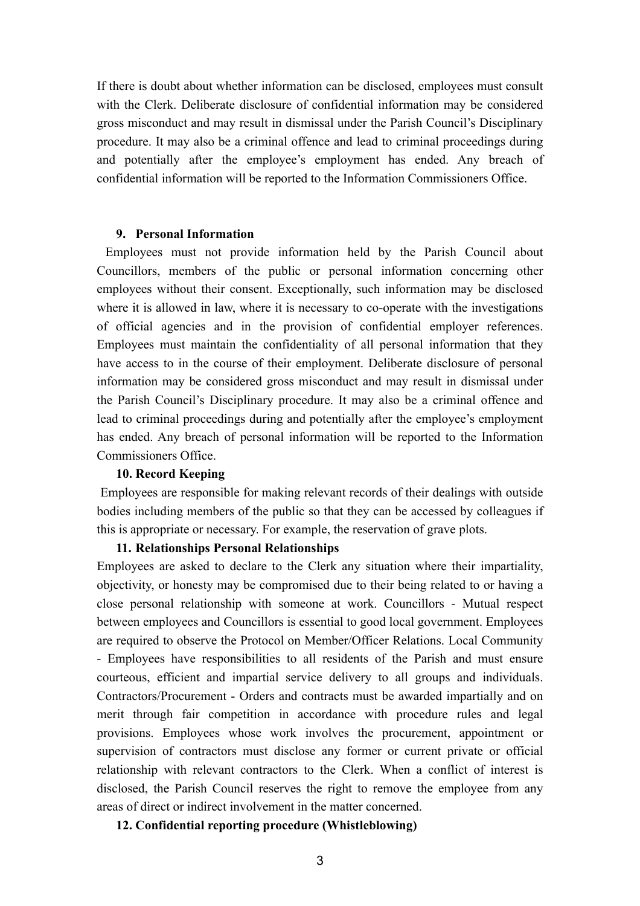If there is doubt about whether information can be disclosed, employees must consult with the Clerk. Deliberate disclosure of confidential information may be considered gross misconduct and may result in dismissal under the Parish Council's Disciplinary procedure. It may also be a criminal offence and lead to criminal proceedings during and potentially after the employee's employment has ended. Any breach of confidential information will be reported to the Information Commissioners Office.

**9. Personal Information**

Employees must not provide information held by the Parish Council about Councillors, members of the public or personal information concerning other employees without their consent. Exceptionally, such information may be disclosed where it is allowed in law, where it is necessary to co-operate with the investigations of official agencies and in the provision of confidential employer references. Employees must maintain the confidentiality of all personal information that they have access to in the course of their employment. Deliberate disclosure of personal information may be considered gross misconduct and may result in dismissal under the Parish Council's Disciplinary procedure. It may also be a criminal offence and lead to criminal proceedings during and potentially after the employee's employment has ended. Any breach of personal information will be reported to the Information Commissioners Office.

**10. Record Keeping**

Employees are responsible for making relevant records of their dealings with outside bodies including members of the public so that they can be accessed by colleagues if this is appropriate or necessary. For example, the reservation of grave plots.

**11. Relationships Personal Relationships**

Employees are asked to declare to the Clerk any situation where their impartiality, objectivity, or honesty may be compromised due to their being related to or having a close personal relationship with someone at work. Councillors - Mutual respect between employees and Councillors is essential to good local government. Employees are required to observe the Protocol on Member/Officer Relations. Local Community - Employees have responsibilities to all residents of the Parish and must ensure courteous, efficient and impartial service delivery to all groups and individuals. Contractors/Procurement - Orders and contracts must be awarded impartially and on merit through fair competition in accordance with procedure rules and legal provisions. Employees whose work involves the procurement, appointment or supervision of contractors must disclose any former or current private or official relationship with relevant contractors to the Clerk. When a conflict of interest is disclosed, the Parish Council reserves the right to remove the employee from any areas of direct or indirect involvement in the matter concerned.

**12. Confidential reporting procedure (Whistleblowing)**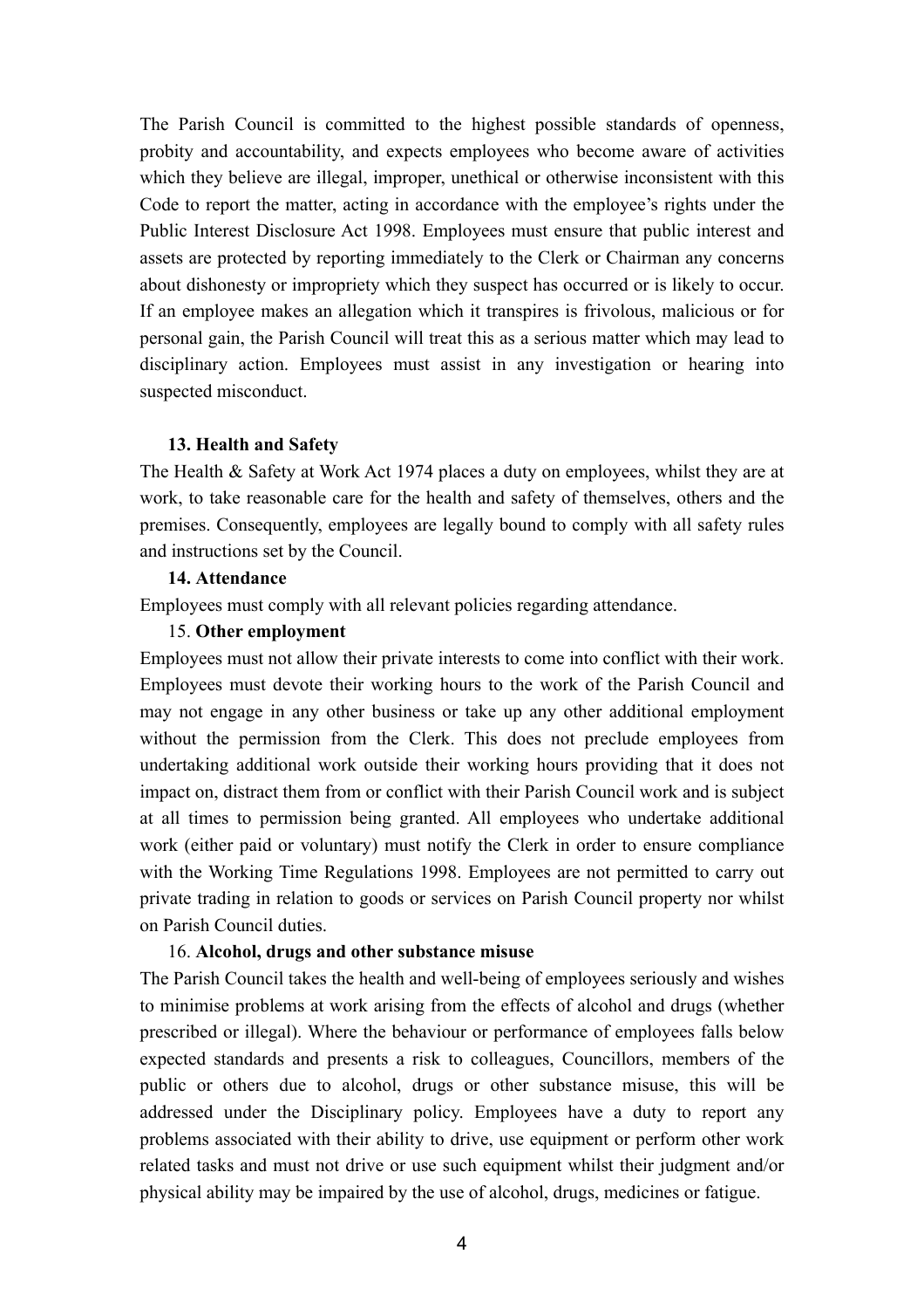The Parish Council is committed to the highest possible standards of openness, probity and accountability, and expects employees who become aware of activities which they believe are illegal, improper, unethical or otherwise inconsistent with this Code to report the matter, acting in accordance with the employee's rights under the Public Interest Disclosure Act 1998. Employees must ensure that public interest and assets are protected by reporting immediately to the Clerk or Chairman any concerns about dishonesty or impropriety which they suspect has occurred or is likely to occur. If an employee makes an allegation which it transpires is frivolous, malicious or for personal gain, the Parish Council will treat this as a serious matter which may lead to disciplinary action. Employees must assist in any investigation or hearing into suspected misconduct.

**13. Health and Safety**

The Health & Safety at Work Act 1974 places a duty on employees, whilst they are at work, to take reasonable care for the health and safety of themselves, others and the premises. Consequently, employees are legally bound to comply with all safety rules and instructions set by the Council.

**14. Attendance**

Employees must comply with all relevant policies regarding attendance.

15. **Other employment**

Employees must not allow their private interests to come into conflict with their work. Employees must devote their working hours to the work of the Parish Council and may not engage in any other business or take up any other additional employment without the permission from the Clerk. This does not preclude employees from undertaking additional work outside their working hours providing that it does not impact on, distract them from or conflict with their Parish Council work and is subject at all times to permission being granted. All employees who undertake additional work (either paid or voluntary) must notify the Clerk in order to ensure compliance with the Working Time Regulations 1998. Employees are not permitted to carry out private trading in relation to goods or services on Parish Council property nor whilst on Parish Council duties.

16. **Alcohol, drugs and other substance misuse**

The Parish Council takes the health and well-being of employees seriously and wishes to minimise problems at work arising from the effects of alcohol and drugs (whether prescribed or illegal). Where the behaviour or performance of employees falls below expected standards and presents a risk to colleagues, Councillors, members of the public or others due to alcohol, drugs or other substance misuse, this will be addressed under the Disciplinary policy. Employees have a duty to report any problems associated with their ability to drive, use equipment or perform other work related tasks and must not drive or use such equipment whilst their judgment and/or physical ability may be impaired by the use of alcohol, drugs, medicines or fatigue.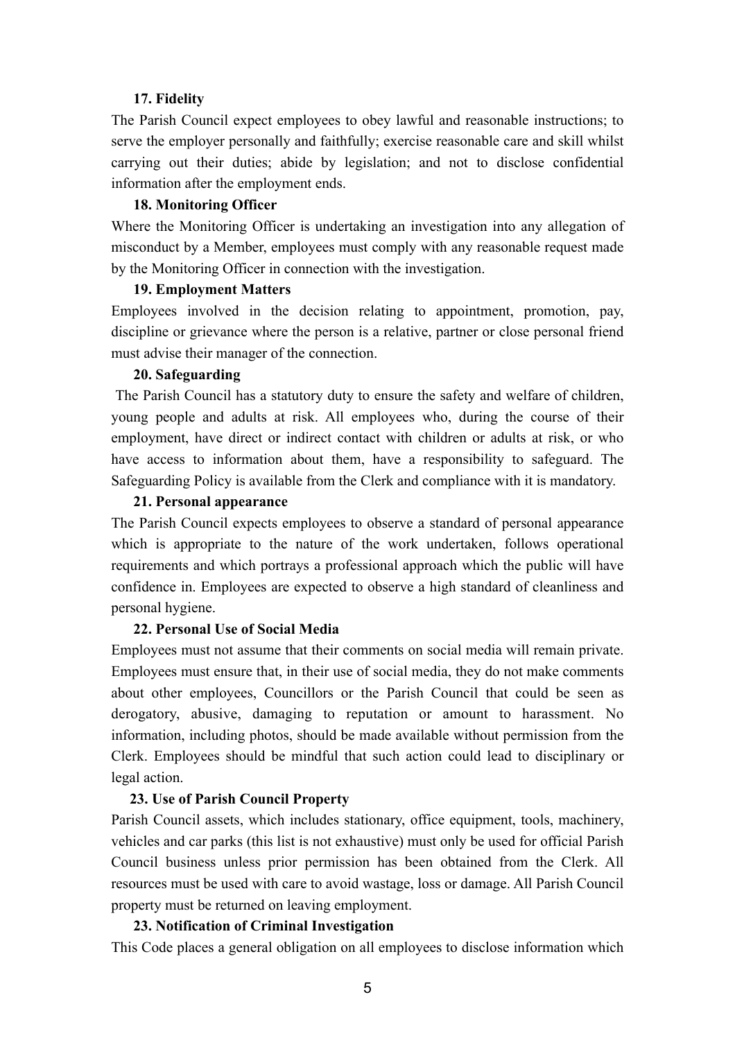### 17. Fidelity

The Parish Council expect employees to obey lawful and reasonable instructions; to serve the employer personally and faithfully; exercise reasonable care and skill whilst carrying out their duties; abide by legislation; and not to disclose confidential information after the employment ends.

### 18. Monitoring Officer

Where the Monitoring Officer is undertaking an investigation into any allegation of misconduct by a Member, employees must comply with any reasonable request made by the Monitoring Officer in connection with the investigation.

### 19. Employment Matters

Employees involved in the decision relating to appointment, promotion, pay, discipline or grievance where the person is a relative, partner or close personal friend must advise their manager of the connection.

### 20. Safeguarding

The Parish Council has a statutory duty to ensure the safety and welfare of children, young people and adults at risk. All employees who, during the course of their employment, have direct or indirect contact with children or adults at risk, or who have access to information about them, have a responsibility to safeguard. The Safeguarding Policy is available from the Clerk and compliance with it is mandatory.

### 21. Personal appearance

The Parish Council expects employees to observe a standard of personal appearance which is appropriate to the nature of the work undertaken, follows operational requirements and which portrays a professional approach which the public will have confidence in. Employees are expected to observe a high standard of cleanliness and personal hygiene.

### 22. Personal Use of Social Media

Employees must not assume that their comments on social media will remain private. Employees must ensure that, in their use of social media, they do not make comments about other employees, Councillors or the Parish Council that could be seen as derogatory, abusive, damaging to reputation or amount to harassment. No information, including photos, should be made available without permission from the Clerk. Employees should be mindful that such action could lead to disciplinary or legal action.

### 23. Use of Parish Council Property

Parish Council assets, which includes stationary, office equipment, tools, machinery, vehicles and car parks (this list is not exhaustive) must only be used for official Parish Council business unless prior permission has been obtained from the Clerk. All resources must be used with care to avoid wastage, loss or damage. All Parish Council property must be returned on leaving employment.

### 23. Notification of Criminal Investigation

This Code places a general obligation on all employees to disclose information which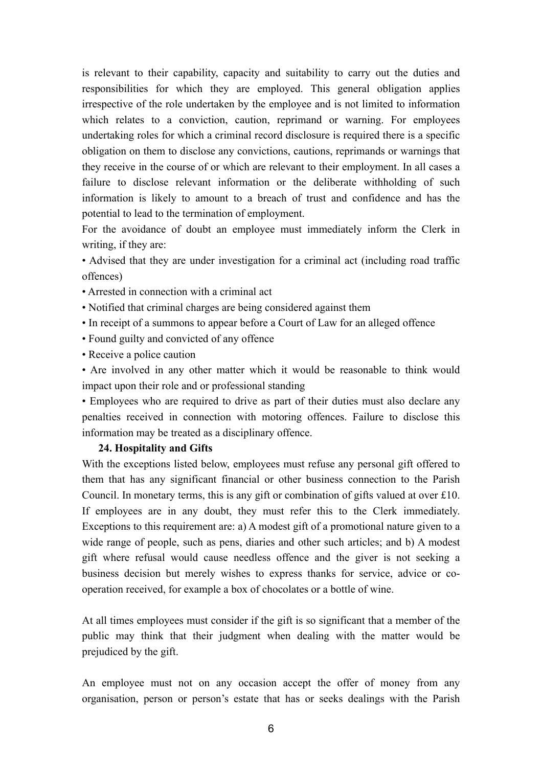is relevant to their capability, capacity and suitability to carry out the duties and responsibilities for which they are employed. This general obligation applies irrespective of the role undertaken by the employee and is not limited to information which relates to a conviction, caution, reprimand or warning. For employees undertaking roles for which a criminal record disclosure is required there is a specific obligation on them to disclose any convictions, cautions, reprimands or warnings that they receive in the course of or which are relevant to their employment. In all cases a failure to disclose relevant information or the deliberate withholding of such information is likely to amount to a breach of trust and confidence and has the potential to lead to the termination of employment.

For the avoidance of doubt an employee must immediately inform the Clerk in writing, if they are:

- Advised that they are under investigation for a criminal act (including road traffic offences)
- Arrested in connection with a criminal act
- Notified that criminal charges are being considered against them
- In receipt of a summons to appear before a Court of Law for an alleged offence
- Found guilty and convicted of any offence
- Receive a police caution
- Are involved in any other matter which it would be reasonable to think would impact upon their role and or professional standing
- Employees who are required to drive as part of their duties must also declare any penalties received in connection with motoring offences. Failure to disclose this information may be treated as a disciplinary offence.

**24. Hospitality and Gifts**

With the exceptions listed below, employees must refuse any personal gift offered to them that has any significant financial or other business connection to the Parish Council. In monetary terms, this is any gift or combination of gifts valued at over £10. If employees are in any doubt, they must refer this to the Clerk immediately. Exceptions to this requirement are: a) A modest gift of a promotional nature given to a wide range of people, such as pens, diaries and other such articles; and b) A modest gift where refusal would cause needless offence and the giver is not seeking a business decision but merely wishes to express thanks for service, advice or co-operation received, for example a box of chocolates or a bottle of wine.

At all times employees must consider if the gift is so significant that a member of the public may think that their judgment when dealing with the matter would be prejudiced by the gift.

An employee must not on any occasion accept the offer of money from any organisation, person or person's estate that has or seeks dealings with the Parish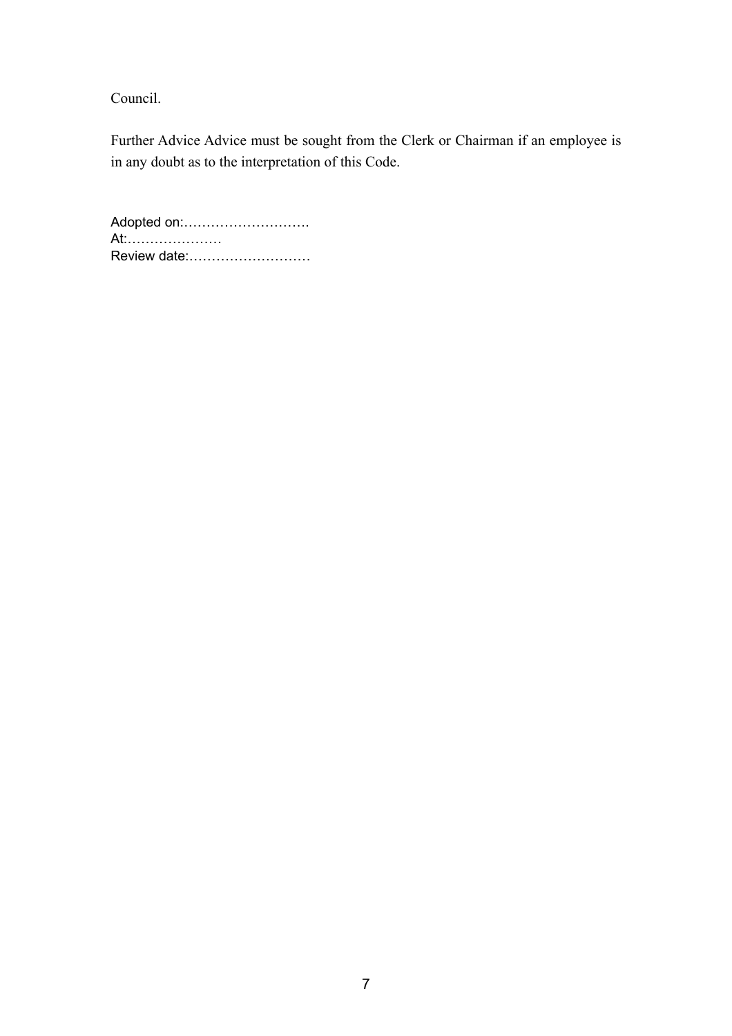Council.

Further Advice Advice must be sought from the Clerk or Chairman if an employee is in any doubt as to the interpretation of this Code.

Adopted on:……………………….
At:…………………
Review date:………………………